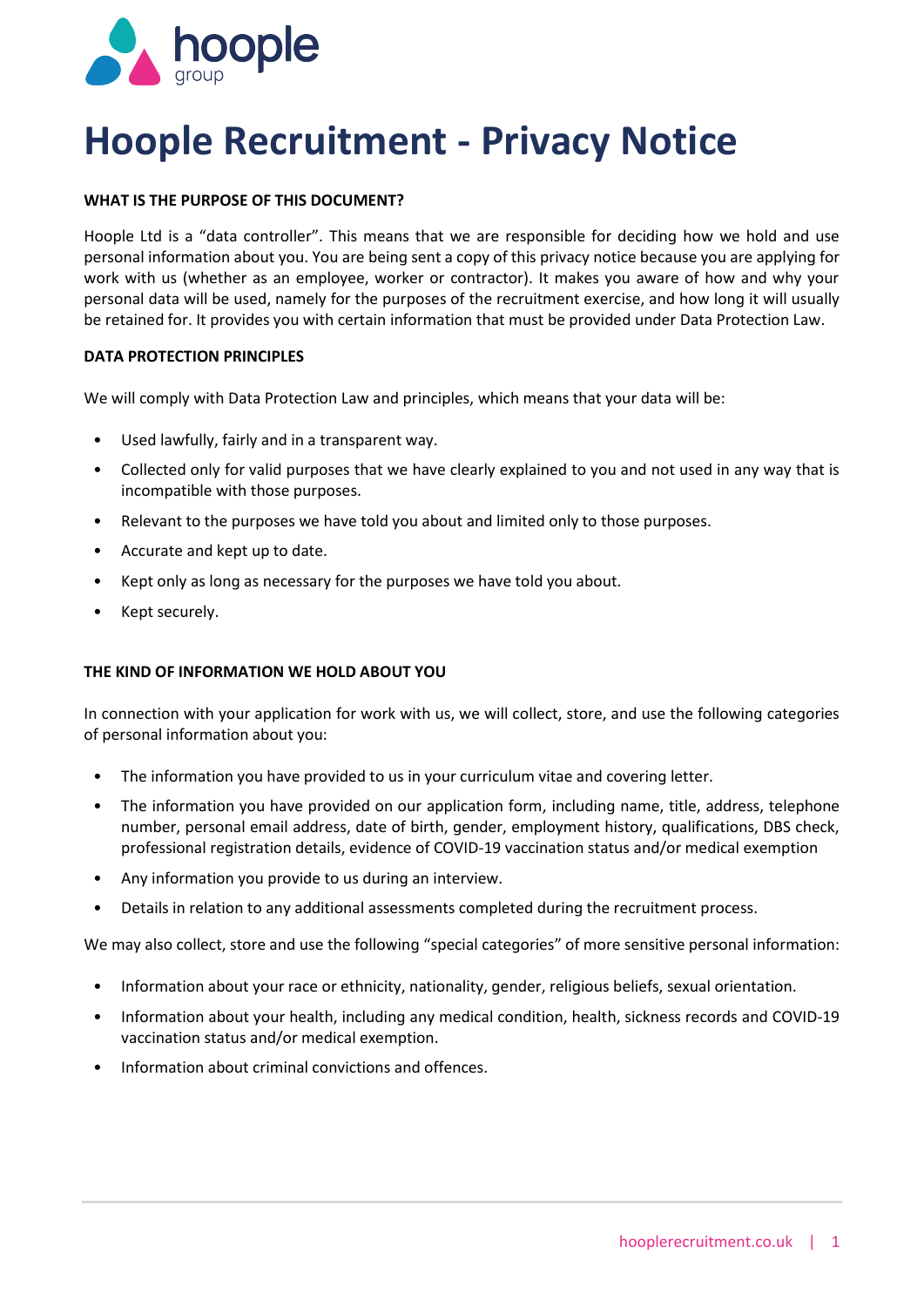# Hoople Recruitment - Privacy Notice

## WHAT IS THE PURPOSE OF THIS DOCUMENT?

Hoople Ltd is a "data controller". This means that we are responsible for deciding how we hold and use personal information about you. You are being sent a copy of this privacy notice because you are applying for work with us (whether as an employee, worker or contractor). It makes you aware of how and why your personal data will be used, namely for the purposes of the recruitment exercise, and how long it will usually be retained for. It provides you with certain information that must be provided under Data Protection Law.

## DATA PROTECTION PRINCIPLES

We will comply with Data Protection Law and principles, which means that your data will be:

- Used lawfully, fairly and in a transparent way.
- Collected only for valid purposes that we have clearly explained to you and not used in any way that is incompatible with those purposes.
- Relevant to the purposes we have told you about and limited only to those purposes.
- Accurate and kept up to date.
- Kept only as long as necessary for the purposes we have told you about.
- Kept securely.

## THE KIND OF INFORMATION WE HOLD ABOUT YOU

In connection with your application for work with us, we will collect, store, and use the following categories of personal information about you:

- The information you have provided to us in your curriculum vitae and covering letter.
- The information you have provided on our application form, including name, title, address, telephone number, personal email address, date of birth, gender, employment history, qualifications, DBS check, professional registration details, evidence of COVID-19 vaccination status and/or medical exemption
- Any information you provide to us during an interview.
- Details in relation to any additional assessments completed during the recruitment process.

We may also collect, store and use the following "special categories" of more sensitive personal information:

- Information about your race or ethnicity, nationality, gender, religious beliefs, sexual orientation.
- Information about your health, including any medical condition, health, sickness records and COVID-19 vaccination status and/or medical exemption.
- Information about criminal convictions and offences.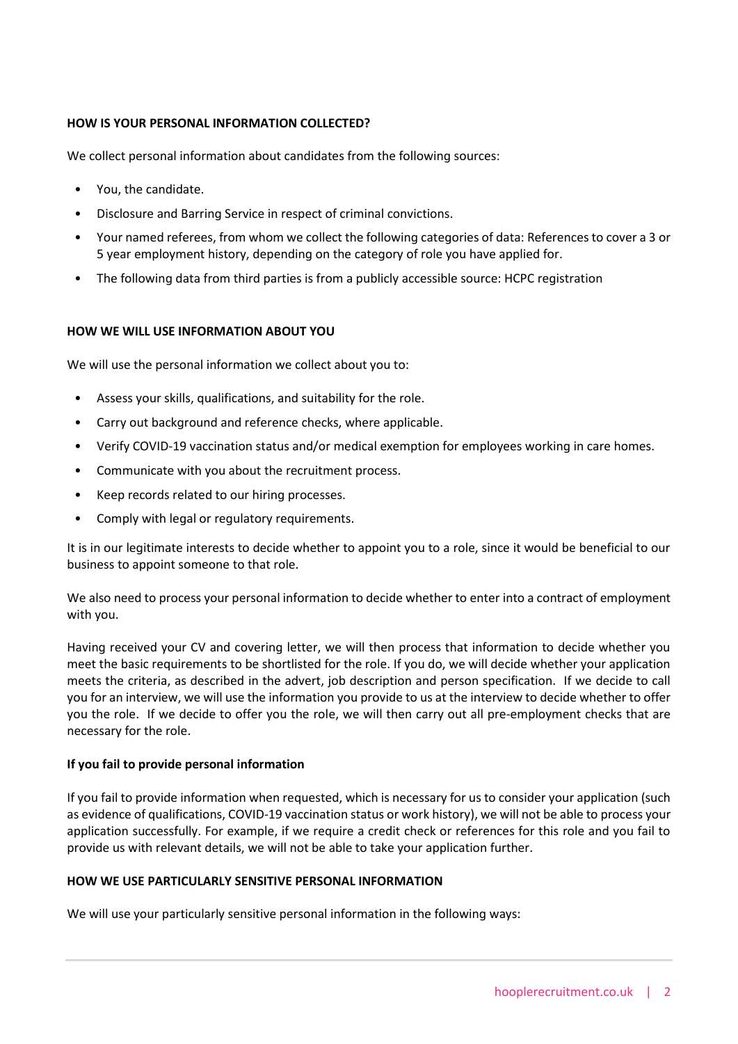## HOW IS YOUR PERSONAL INFORMATION COLLECTED?

We collect personal information about candidates from the following sources:

- You, the candidate.
- Disclosure and Barring Service in respect of criminal convictions.
- Your named referees, from whom we collect the following categories of data: References to cover a 3 or 5 year employment history, depending on the category of role you have applied for.
- The following data from third parties is from a publicly accessible source: HCPC registration

## HOW WE WILL USE INFORMATION ABOUT YOU

We will use the personal information we collect about you to:

- Assess your skills, qualifications, and suitability for the role.
- Carry out background and reference checks, where applicable.
- Verify COVID-19 vaccination status and/or medical exemption for employees working in care homes.
- Communicate with you about the recruitment process.
- Keep records related to our hiring processes.
- Comply with legal or regulatory requirements.

It is in our legitimate interests to decide whether to appoint you to a role, since it would be beneficial to our business to appoint someone to that role.

We also need to process your personal information to decide whether to enter into a contract of employment with you.

Having received your CV and covering letter, we will then process that information to decide whether you meet the basic requirements to be shortlisted for the role. If you do, we will decide whether your application meets the criteria, as described in the advert, job description and person specification. If we decide to call you for an interview, we will use the information you provide to us at the interview to decide whether to offer you the role. If we decide to offer you the role, we will then carry out all pre-employment checks that are necessary for the role.

### If you fail to provide personal information

If you fail to provide information when requested, which is necessary for us to consider your application (such as evidence of qualifications, COVID-19 vaccination status or work history), we will not be able to process your application successfully. For example, if we require a credit check or references for this role and you fail to provide us with relevant details, we will not be able to take your application further.

## HOW WE USE PARTICULARLY SENSITIVE PERSONAL INFORMATION

We will use your particularly sensitive personal information in the following ways: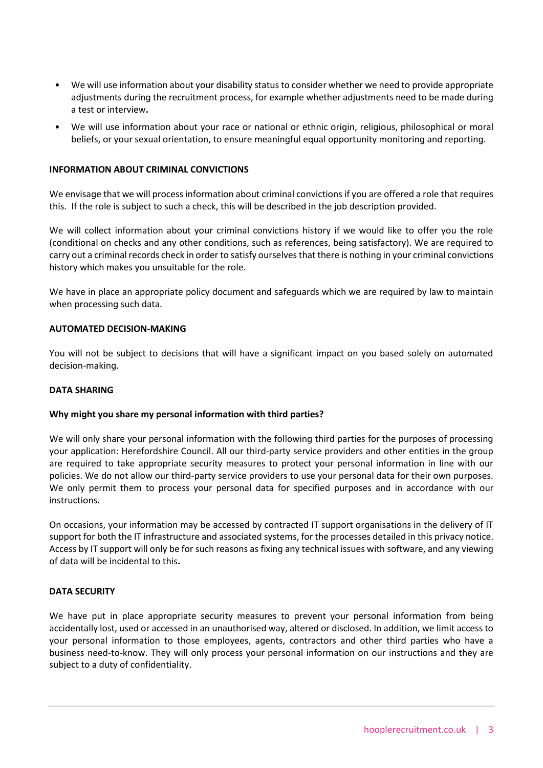- We will use information about your disability status to consider whether we need to provide appropriate adjustments during the recruitment process, for example whether adjustments need to be made during a test or interview**.**
- We will use information about your race or national or ethnic origin, religious, philosophical or moral beliefs, or your sexual orientation, to ensure meaningful equal opportunity monitoring and reporting.

**INFORMATION ABOUT CRIMINAL CONVICTIONS**

We envisage that we will process information about criminal convictions if you are offered a role that requires this. If the role is subject to such a check, this will be described in the job description provided.

We will collect information about your criminal convictions history if we would like to offer you the role (conditional on checks and any other conditions, such as references, being satisfactory). We are required to carry out a criminal records check in order to satisfy ourselves that there is nothing in your criminal convictions history which makes you unsuitable for the role.

We have in place an appropriate policy document and safeguards which we are required by law to maintain when processing such data.

**AUTOMATED DECISION-MAKING**

You will not be subject to decisions that will have a significant impact on you based solely on automated decision-making.

**DATA SHARING**

**Why might you share my personal information with third parties?**

We will only share your personal information with the following third parties for the purposes of processing your application: Herefordshire Council. All our third-party service providers and other entities in the group are required to take appropriate security measures to protect your personal information in line with our policies. We do not allow our third-party service providers to use your personal data for their own purposes. We only permit them to process your personal data for specified purposes and in accordance with our instructions.

On occasions, your information may be accessed by contracted IT support organisations in the delivery of IT support for both the IT infrastructure and associated systems, for the processes detailed in this privacy notice. Access by IT support will only be for such reasons as fixing any technical issues with software, and any viewing of data will be incidental to this**.**

**DATA SECURITY**

We have put in place appropriate security measures to prevent your personal information from being accidentally lost, used or accessed in an unauthorised way, altered or disclosed. In addition, we limit access to your personal information to those employees, agents, contractors and other third parties who have a business need-to-know. They will only process your personal information on our instructions and they are subject to a duty of confidentiality.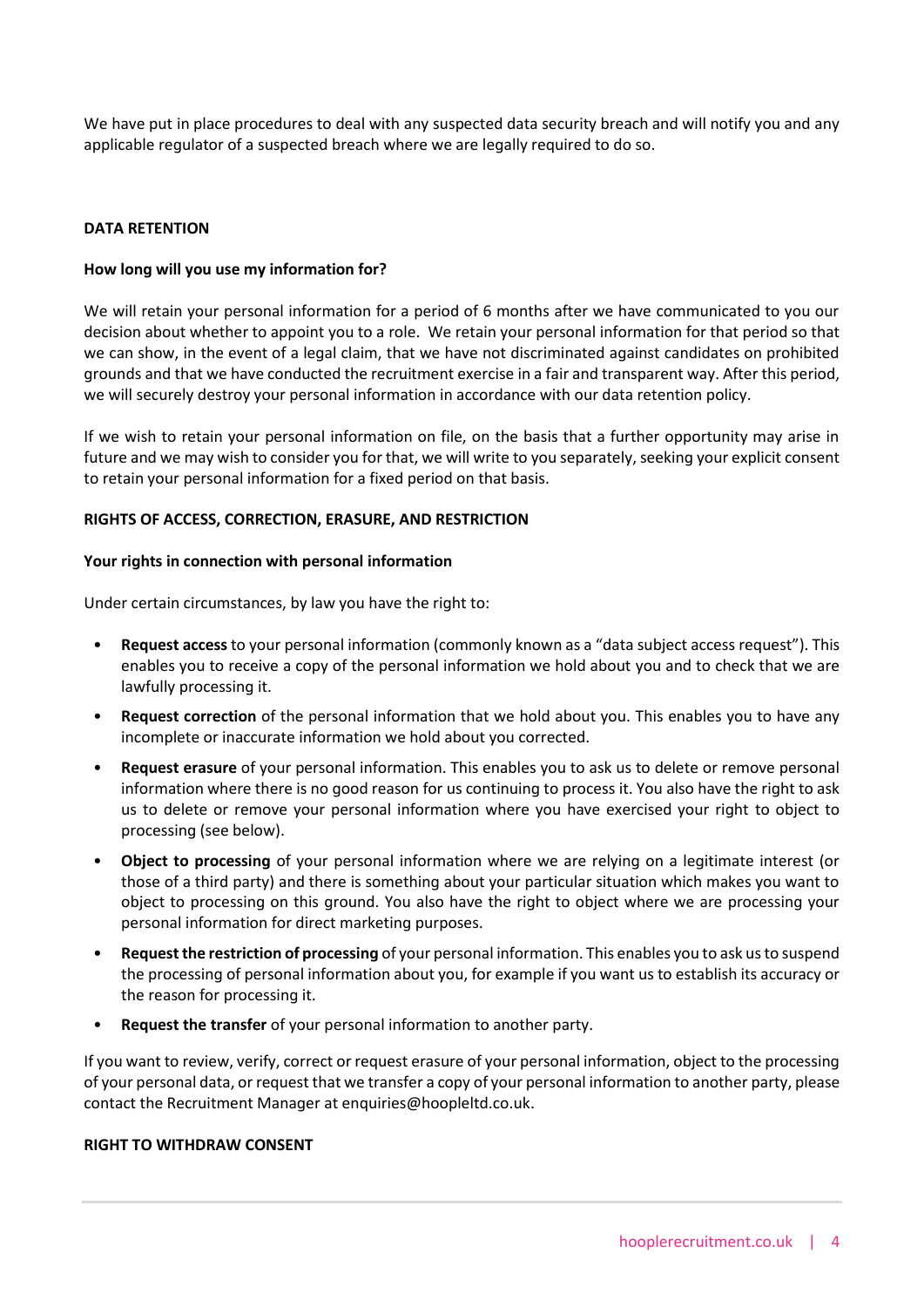We have put in place procedures to deal with any suspected data security breach and will notify you and any applicable regulator of a suspected breach where we are legally required to do so.

## DATA RETENTION

### How long will you use my information for?

We will retain your personal information for a period of 6 months after we have communicated to you our decision about whether to appoint you to a role. We retain your personal information for that period so that we can show, in the event of a legal claim, that we have not discriminated against candidates on prohibited grounds and that we have conducted the recruitment exercise in a fair and transparent way. After this period, we will securely destroy your personal information in accordance with our data retention policy.

If we wish to retain your personal information on file, on the basis that a further opportunity may arise in future and we may wish to consider you for that, we will write to you separately, seeking your explicit consent to retain your personal information for a fixed period on that basis.

## RIGHTS OF ACCESS, CORRECTION, ERASURE, AND RESTRICTION

### Your rights in connection with personal information

Under certain circumstances, by law you have the right to:

- **Request access** to your personal information (commonly known as a "data subject access request"). This enables you to receive a copy of the personal information we hold about you and to check that we are lawfully processing it.
- **Request correction** of the personal information that we hold about you. This enables you to have any incomplete or inaccurate information we hold about you corrected.
- **Request erasure** of your personal information. This enables you to ask us to delete or remove personal information where there is no good reason for us continuing to process it. You also have the right to ask us to delete or remove your personal information where you have exercised your right to object to processing (see below).
- **Object to processing** of your personal information where we are relying on a legitimate interest (or those of a third party) and there is something about your particular situation which makes you want to object to processing on this ground. You also have the right to object where we are processing your personal information for direct marketing purposes.
- **Request the restriction of processing** of your personal information. This enables you to ask us to suspend the processing of personal information about you, for example if you want us to establish its accuracy or the reason for processing it.
- **Request the transfer** of your personal information to another party.

If you want to review, verify, correct or request erasure of your personal information, object to the processing of your personal data, or request that we transfer a copy of your personal information to another party, please contact the Recruitment Manager at enquiries@hoopleltd.co.uk.

## RIGHT TO WITHDRAW CONSENT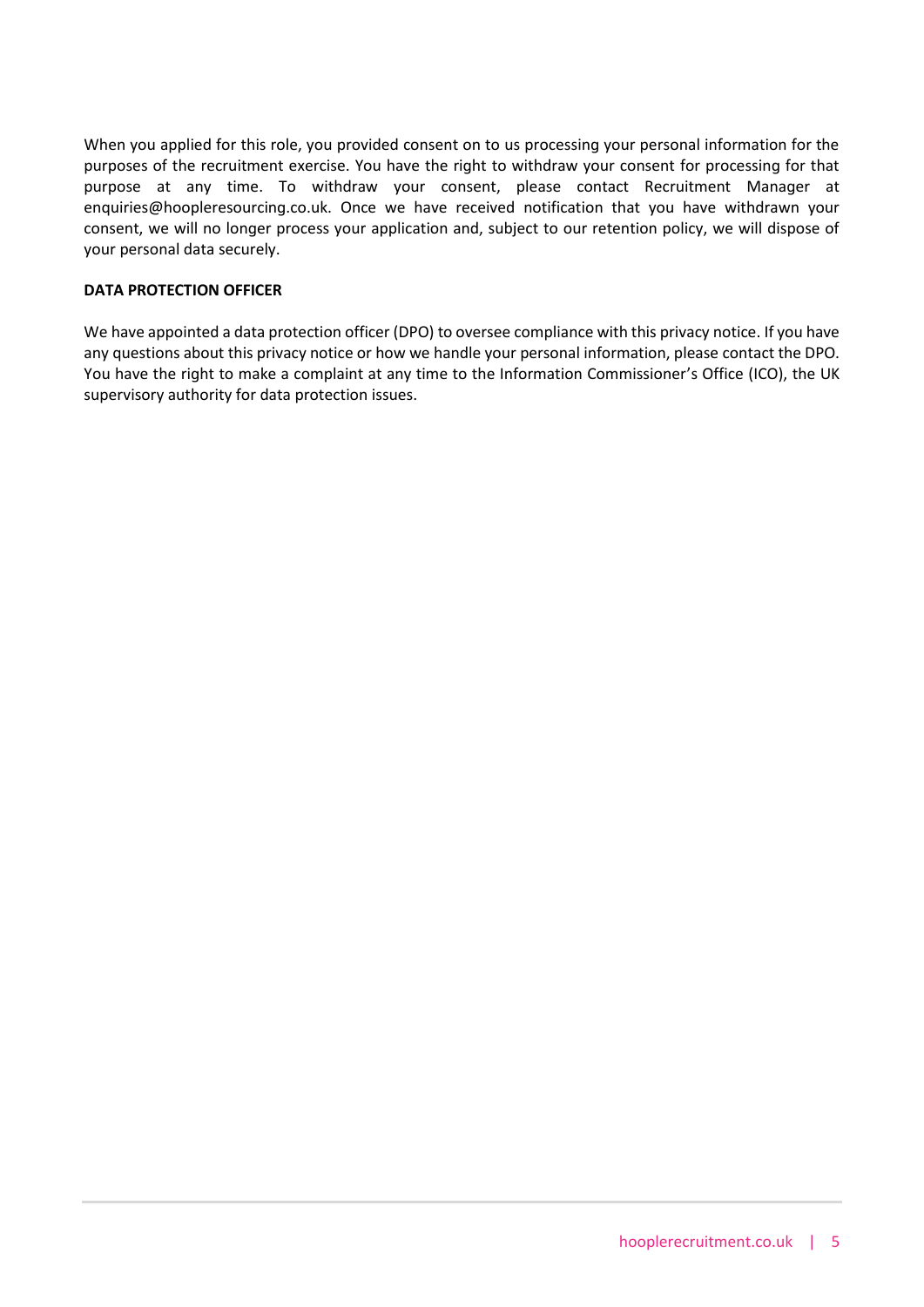When you applied for this role, you provided consent on to us processing your personal information for the purposes of the recruitment exercise. You have the right to withdraw your consent for processing for that purpose at any time. To withdraw your consent, please contact Recruitment Manager at enquiries@hoopleresourcing.co.uk. Once we have received notification that you have withdrawn your consent, we will no longer process your application and, subject to our retention policy, we will dispose of your personal data securely.

**DATA PROTECTION OFFICER**

We have appointed a data protection officer (DPO) to oversee compliance with this privacy notice. If you have any questions about this privacy notice or how we handle your personal information, please contact the DPO. You have the right to make a complaint at any time to the Information Commissioner's Office (ICO), the UK supervisory authority for data protection issues.